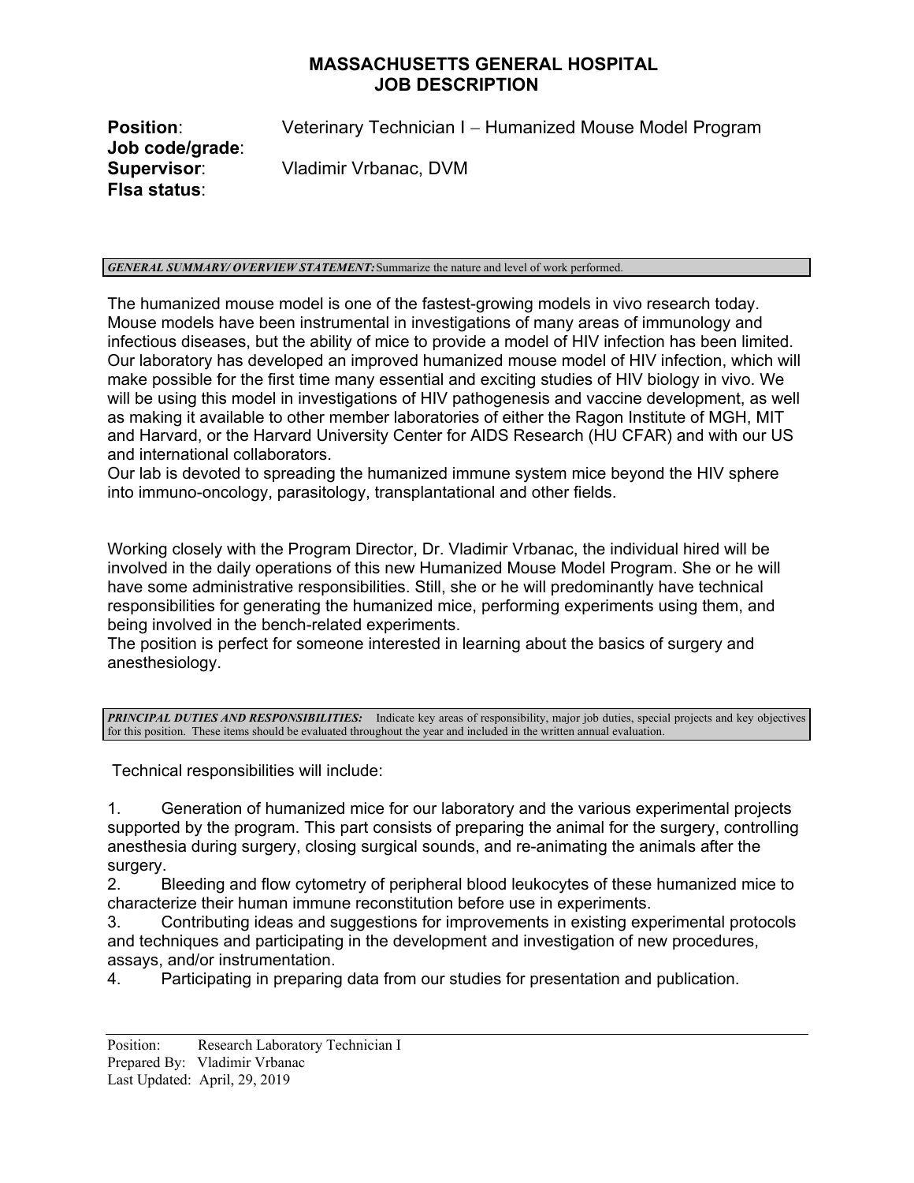# MASSACHUSETTS GENERAL HOSPITAL
## JOB DESCRIPTION

**Position**: Veterinary Technician I – Humanized Mouse Model Program
**Job code/grade**:
**Supervisor**: Vladimir Vrbanac, DVM
**Flsa status**:

***GENERAL SUMMARY/ OVERVIEW STATEMENT:*** Summarize the nature and level of work performed.

The humanized mouse model is one of the fastest-growing models in vivo research today. Mouse models have been instrumental in investigations of many areas of immunology and infectious diseases, but the ability of mice to provide a model of HIV infection has been limited. Our laboratory has developed an improved humanized mouse model of HIV infection, which will make possible for the first time many essential and exciting studies of HIV biology in vivo. We will be using this model in investigations of HIV pathogenesis and vaccine development, as well as making it available to other member laboratories of either the Ragon Institute of MGH, MIT and Harvard, or the Harvard University Center for AIDS Research (HU CFAR) and with our US and international collaborators.
Our lab is devoted to spreading the humanized immune system mice beyond the HIV sphere into immuno-oncology, parasitology, transplantational and other fields.

Working closely with the Program Director, Dr. Vladimir Vrbanac, the individual hired will be involved in the daily operations of this new Humanized Mouse Model Program. She or he will have some administrative responsibilities. Still, she or he will predominantly have technical responsibilities for generating the humanized mice, performing experiments using them, and being involved in the bench-related experiments.
The position is perfect for someone interested in learning about the basics of surgery and anesthesiology.

***PRINCIPAL DUTIES AND RESPONSIBILITIES:*** Indicate key areas of responsibility, major job duties, special projects and key objectives for this position. These items should be evaluated throughout the year and included in the written annual evaluation.

Technical responsibilities will include:

1. Generation of humanized mice for our laboratory and the various experimental projects supported by the program. This part consists of preparing the animal for the surgery, controlling anesthesia during surgery, closing surgical sounds, and re-animating the animals after the surgery.
2. Bleeding and flow cytometry of peripheral blood leukocytes of these humanized mice to characterize their human immune reconstitution before use in experiments.
3. Contributing ideas and suggestions for improvements in existing experimental protocols and techniques and participating in the development and investigation of new procedures, assays, and/or instrumentation.
4. Participating in preparing data from our studies for presentation and publication.

Position: Research Laboratory Technician I
Prepared By: Vladimir Vrbanac
Last Updated: April, 29, 2019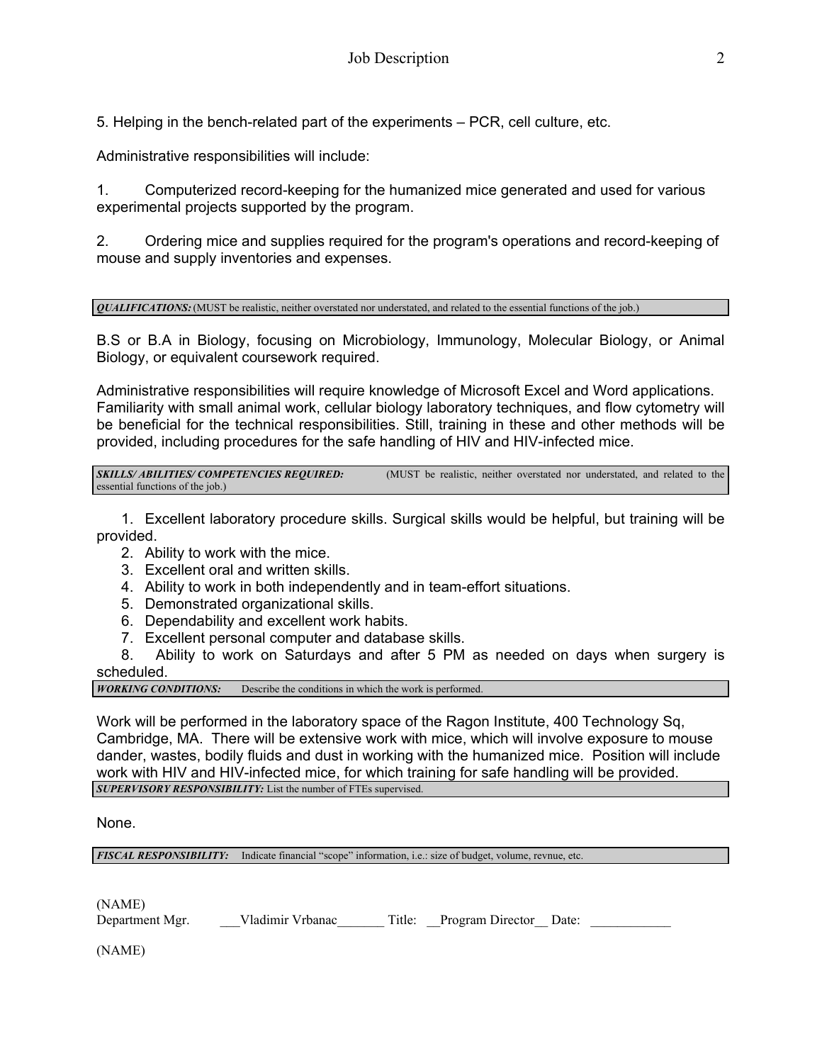5. Helping in the bench-related part of the experiments – PCR, cell culture, etc.

Administrative responsibilities will include:

1. Computerized record-keeping for the humanized mice generated and used for various experimental projects supported by the program.

2. Ordering mice and supplies required for the program's operations and record-keeping of mouse and supply inventories and expenses.

***QUALIFICATIONS:*** (MUST be realistic, neither overstated nor understated, and related to the essential functions of the job.)

B.S or B.A in Biology, focusing on Microbiology, Immunology, Molecular Biology, or Animal Biology, or equivalent coursework required.

Administrative responsibilities will require knowledge of Microsoft Excel and Word applications. Familiarity with small animal work, cellular biology laboratory techniques, and flow cytometry will be beneficial for the technical responsibilities. Still, training in these and other methods will be provided, including procedures for the safe handling of HIV and HIV-infected mice.

***SKILLS/ ABILITIES/ COMPETENCIES REQUIRED:*** (MUST be realistic, neither overstated nor understated, and related to the essential functions of the job.)

1. Excellent laboratory procedure skills. Surgical skills would be helpful, but training will be provided.
2. Ability to work with the mice.
3. Excellent oral and written skills.
4. Ability to work in both independently and in team-effort situations.
5. Demonstrated organizational skills.
6. Dependability and excellent work habits.
7. Excellent personal computer and database skills.
8. Ability to work on Saturdays and after 5 PM as needed on days when surgery is scheduled.

***WORKING CONDITIONS:*** Describe the conditions in which the work is performed.

Work will be performed in the laboratory space of the Ragon Institute, 400 Technology Sq, Cambridge, MA. There will be extensive work with mice, which will involve exposure to mouse dander, wastes, bodily fluids and dust in working with the humanized mice. Position will include work with HIV and HIV-infected mice, for which training for safe handling will be provided.

***SUPERVISORY RESPONSIBILITY:*** List the number of FTEs supervised.

None.

***FISCAL RESPONSIBILITY:*** Indicate financial "scope" information, i.e.: size of budget, volume, revnue, etc.

(NAME)
Department Mgr. ___Vladimir Vrbanac_______ Title: __Program Director__ Date: ____________

(NAME)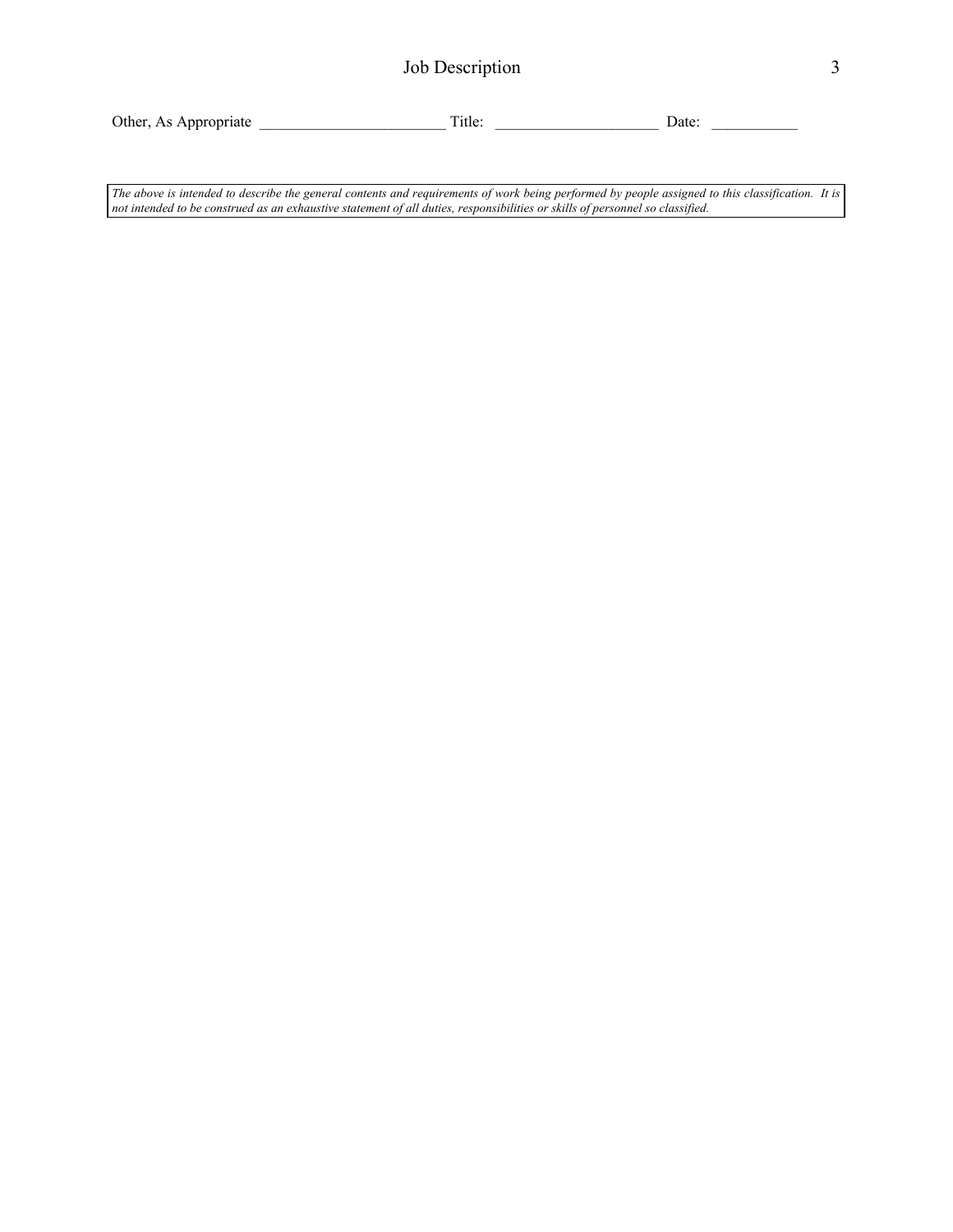Other, As Appropriate ________________________ Title: _____________________ Date: ___________

*The above is intended to describe the general contents and requirements of work being performed by people assigned to this classification. It is not intended to be construed as an exhaustive statement of all duties, responsibilities or skills of personnel so classified.*